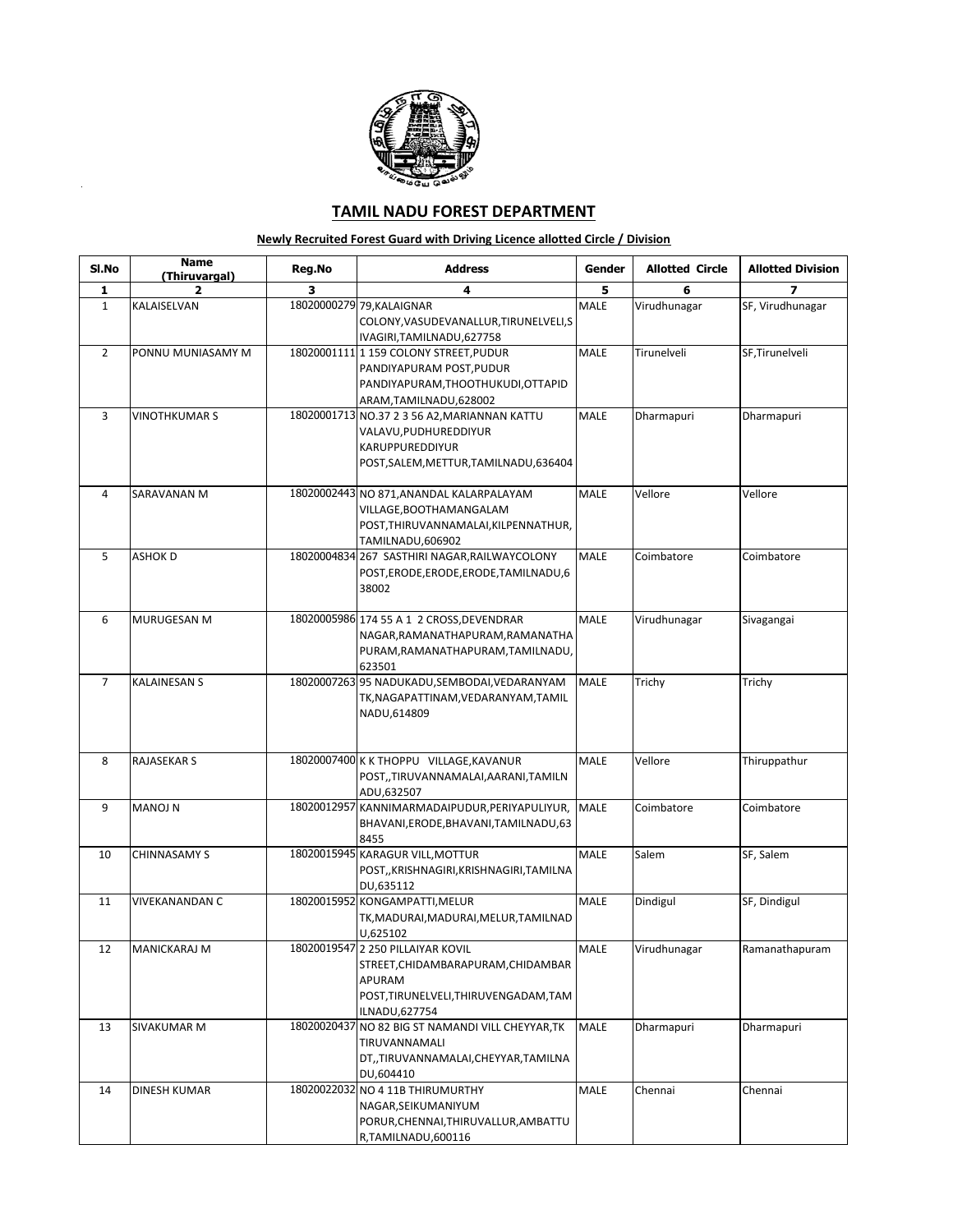# TAMIL NADU FOREST DEPARTMENT

**Newly Recruited Forest Guard with Driving Licence allotted Circle / Division**

| Sl.No | Name (Thiruvargal) | Reg.No | Address | Gender | Allotted Circle | Allotted Division |
|---|---|---|---|---|---|---|
| 1 | 2 | 3 | 4 | 5 | 6 | 7 |
| 1 | KALAISELVAN | 18020000279 | 79,KALAIGNAR COLONY,VASUDEVANALLUR,TIRUNELVELI,SIVAGIRI,TAMILNADU,627758 | MALE | Virudhunagar | SF, Virudhunagar |
| 2 | PONNU MUNIASAMY M | 18020001111 | 1 159 COLONY STREET,PUDUR PANDIYAPURAM POST,PUDUR PANDIYAPURAM,THOOTHUKUDI,OTTAPIDARAM,TAMILNADU,628002 | MALE | Tirunelveli | SF,Tirunelveli |
| 3 | VINOTHKUMAR S | 18020001713 | NO.37 2 3 56 A2,MARIANNAN KATTU VALAVU,PUDHUREDDIYUR KARUPPUREDDIYUR POST,SALEM,METTUR,TAMILNADU,636404 | MALE | Dharmapuri | Dharmapuri |
| 4 | SARAVANAN M | 18020002443 | NO 871,ANANDAL KALARPALAYAM VILLAGE,BOOTHAMANGALAM POST,THIRUVANNAMALAI,KILPENNATHUR,TAMILNADU,606902 | MALE | Vellore | Vellore |
| 5 | ASHOK D | 18020004834 | 267 SASTHIRI NAGAR,RAILWAYCOLONY POST,ERODE,ERODE,ERODE,TAMILNADU,638002 | MALE | Coimbatore | Coimbatore |
| 6 | MURUGESAN M | 18020005986 | 174 55 A 1 2 CROSS,DEVENDRAR NAGAR,RAMANATHAPURAM,RAMANATHAPURAM,RAMANATHAPURAM,TAMILNADU,623501 | MALE | Virudhunagar | Sivagangai |
| 7 | KALAINESAN S | 18020007263 | 95 NADUKADU,SEMBODAI,VEDARANYAM TK,NAGAPATTINAM,VEDARANYAM,TAMILNADU,614809 | MALE | Trichy | Trichy |
| 8 | RAJASEKAR S | 18020007400 | K K THOPPU VILLAGE,KAVANUR POST,,TIRUVANNAMALAI,AARANI,TAMILNADU,632507 | MALE | Vellore | Thiruppathur |
| 9 | MANOJ N | 18020012957 | KANNIMARMADAIPUDUR,PERIYAPULIYUR,BHAVANI,ERODE,BHAVANI,TAMILNADU,638455 | MALE | Coimbatore | Coimbatore |
| 10 | CHINNASAMY S | 18020015945 | KARAGUR VILL,MOTTUR POST,,KRISHNAGIRI,KRISHNAGIRI,TAMILNADU,635112 | MALE | Salem | SF, Salem |
| 11 | VIVEKANANDAN C | 18020015952 | KONGAMPATTI,MELUR TK,MADURAI,MADURAI,MELUR,TAMILNADU,625102 | MALE | Dindigul | SF, Dindigul |
| 12 | MANICKARAJ M | 18020019547 | 2 250 PILLAIYAR KOVIL STREET,CHIDAMBARAPURAM,CHIDAMBARAPURAM POST,TIRUNELVELI,THIRUVENGADAM,TAMILNADU,627754 | MALE | Virudhunagar | Ramanathapuram |
| 13 | SIVAKUMAR M | 18020020437 | NO 82 BIG ST NAMANDI VILL CHEYYAR,TK TIRUVANNAMALI DT,,TIRUVANNAMALAI,CHEYYAR,TAMILNADU,604410 | MALE | Dharmapuri | Dharmapuri |
| 14 | DINESH KUMAR | 18020022032 | NO 4 11B THIRUMURTHY NAGAR,SEIKUMANIYUM PORUR,CHENNAI,THIRUVALLUR,AMBATTUR,TAMILNADU,600116 | MALE | Chennai | Chennai |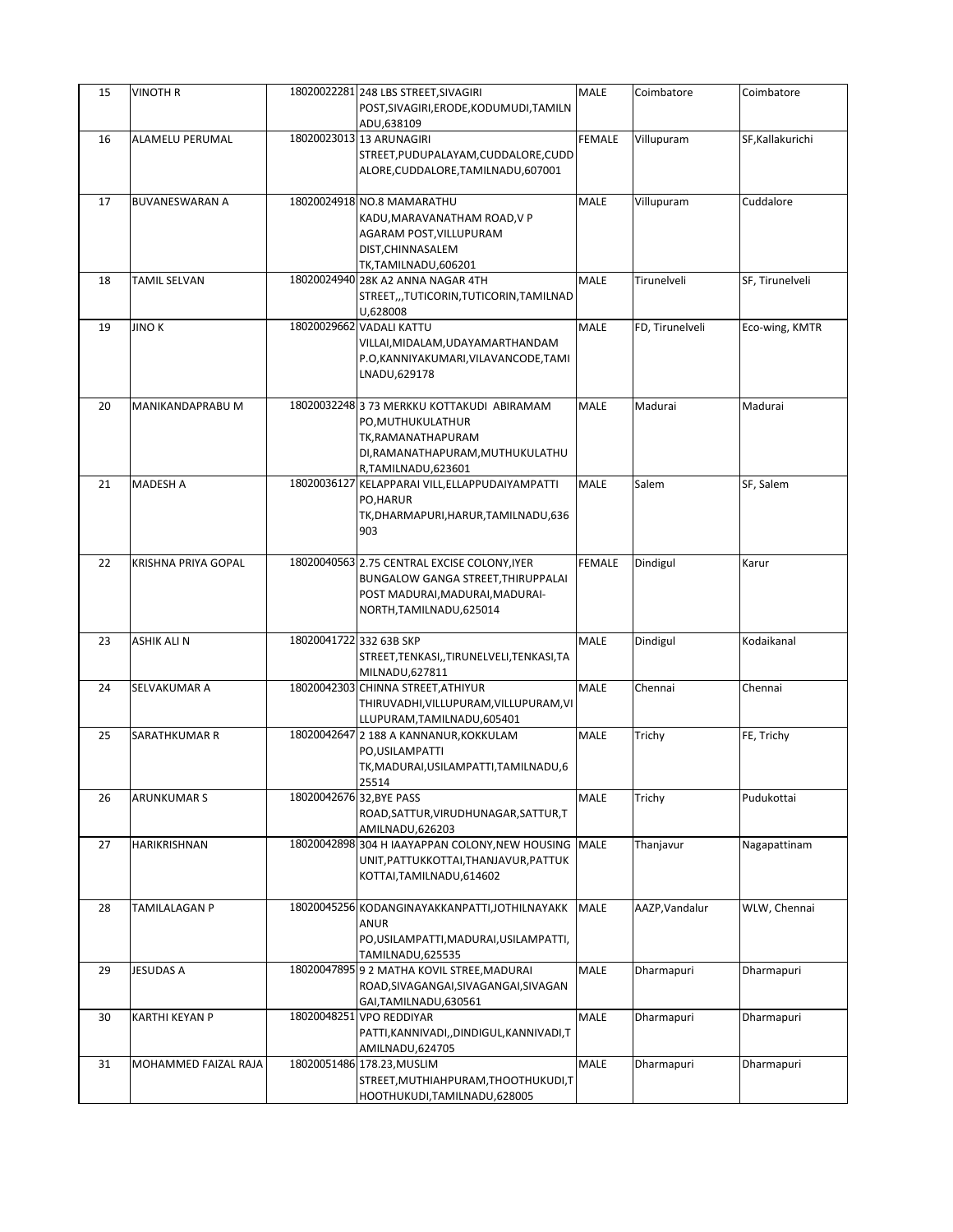| 15 | VINOTH R | 18020022281 | 248 LBS STREET,SIVAGIRI POST,SIVAGIRI,ERODE,KODUMUDI,TAMILNADU,638109 | MALE | Coimbatore | Coimbatore |
|---|---|---|---|---|---|---|
| 16 | ALAMELU PERUMAL | 18020023013 | 13 ARUNAGIRI STREET,PUDUPALAYAM,CUDDALORE,CUDDALORE,CUDDALORE,TAMILNADU,607001 | FEMALE | Villupuram | SF,Kallakurichi |
| 17 | BUVANESWARAN A | 18020024918 | NO.8 MAMARATHU KADU,MARAVANATHAM ROAD,V P AGARAM POST,VILLUPURAM DIST,CHINNASALEM TK,TAMILNADU,606201 | MALE | Villupuram | Cuddalore |
| 18 | TAMIL SELVAN | 18020024940 | 28K A2 ANNA NAGAR 4TH STREET,,,TUTICORIN,TUTICORIN,TAMILNADU,628008 | MALE | Tirunelveli | SF, Tirunelveli |
| 19 | JINO K | 18020029662 | VADALI KATTU VILLAI,MIDALAM,UDAYAMARTHANDAM P.O,KANNIYAKUMARI,VILAVANCODE,TAMILNADU,629178 | MALE | FD, Tirunelveli | Eco-wing, KMTR |
| 20 | MANIKANDAPRABU M | 18020032248 | 3 73 MERKKU KOTTAKUDI ABIRAMAM PO,MUTHUKULATHUR TK,RAMANATHAPURAM DI,RAMANATHAPURAM,MUTHUKULATHUR,TAMILNADU,623601 | MALE | Madurai | Madurai |
| 21 | MADESH A | 18020036127 | KELAPPARAI VILL,ELLAPPUDAIYAMPATTI PO,HARUR TK,DHARMAPURI,HARUR,TAMILNADU,636903 | MALE | Salem | SF, Salem |
| 22 | KRISHNA PRIYA GOPAL | 18020040563 | 2.75 CENTRAL EXCISE COLONY,IYER BUNGALOW GANGA STREET,THIRUPPALAI POST MADURAI,MADURAI,MADURAI-NORTH,TAMILNADU,625014 | FEMALE | Dindigul | Karur |
| 23 | ASHIK ALI N | 18020041722 | 332 63B SKP STREET,TENKASI,,TIRUNELVELI,TENKASI,TAMILNADU,627811 | MALE | Dindigul | Kodaikanal |
| 24 | SELVAKUMAR A | 18020042303 | CHINNA STREET,ATHIYUR THIRUVADHI,VILLUPURAM,VILLUPURAM,VILLUPURAM,TAMILNADU,605401 | MALE | Chennai | Chennai |
| 25 | SARATHKUMAR R | 18020042647 | 2 188 A KANNANUR,KOKKULAM PO,USILAMPATTI TK,MADURAI,USILAMPATTI,TAMILNADU,625514 | MALE | Trichy | FE, Trichy |
| 26 | ARUNKUMAR S | 18020042676 | 32,BYE PASS ROAD,SATTUR,VIRUDHUNAGAR,SATTUR,TAMILNADU,626203 | MALE | Trichy | Pudukottai |
| 27 | HARIKRISHNAN | 18020042898 | 304 H IAAYAPPAN COLONY,NEW HOUSING UNIT,PATTUKKOTTAI,THANJAVUR,PATTUKKOTTAI,TAMILNADU,614602 | MALE | Thanjavur | Nagapattinam |
| 28 | TAMILALAGAN P | 18020045256 | KODANGINAYAKKANPATTI,JOTHILNAYAKKANUR PO,USILAMPATTI,MADURAI,USILAMPATTI,TAMILNADU,625535 | MALE | AAZP,Vandalur | WLW, Chennai |
| 29 | JESUDAS A | 18020047895 | 9 2 MATHA KOVIL STREE,MADURAI ROAD,SIVAGANGAI,SIVAGANGAI,SIVAGANGAI,TAMILNADU,630561 | MALE | Dharmapuri | Dharmapuri |
| 30 | KARTHI KEYAN P | 18020048251 | VPO REDDIYAR PATTI,KANNIVADI,,DINDIGUL,KANNIVADI,TAMILNADU,624705 | MALE | Dharmapuri | Dharmapuri |
| 31 | MOHAMMED FAIZAL RAJA | 18020051486 | 178.23,MUSLIM STREET,MUTHIAHPURAM,THOOTHUKUDI,THOOTHUKUDI,TAMILNADU,628005 | MALE | Dharmapuri | Dharmapuri |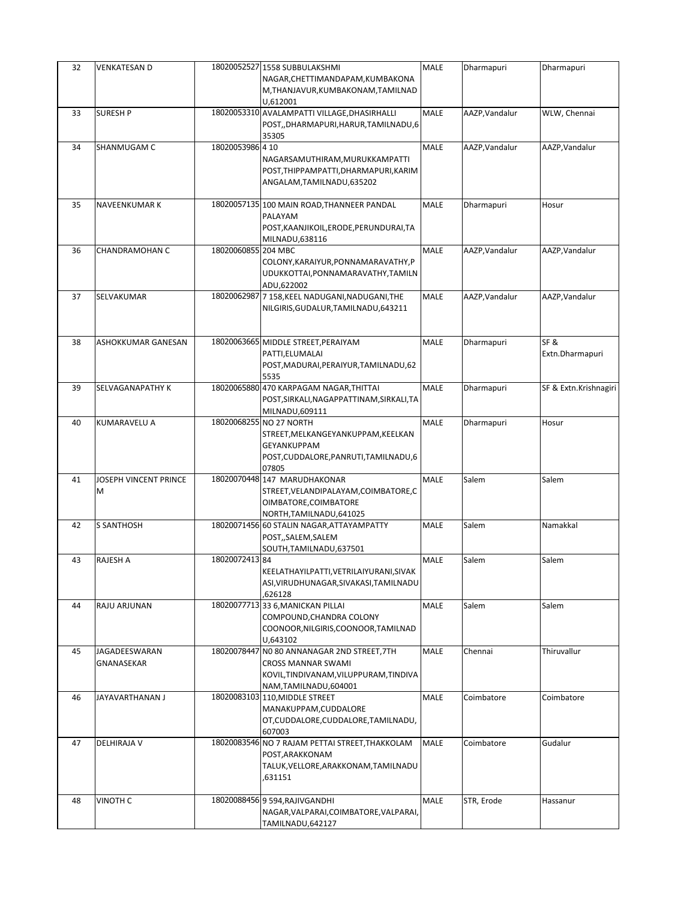| 32 | VENKATESAN D | 18020052527 | 1558 SUBBULAKSHMI NAGAR,CHETTIMANDAPAM,KUMBAKONAM,THANJAVUR,KUMBAKONAM,TAMILNADU,612001 | MALE | Dharmapuri | Dharmapuri |
|---|---|---|---|---|---|---|
| 33 | SURESH P | 18020053310 | AVALAMPATTI VILLAGE,DHASIRHALLI POST,,DHARMAPURI,HARUR,TAMILNADU,635305 | MALE | AAZP,Vandalur | WLW, Chennai |
| 34 | SHANMUGAM C | 18020053986 | 4 10 NAGARSAMUTHIRAM,MURUKKAMPATTI POST,THIPPAMPATTI,DHARMAPURI,KARIMANGALAM,TAMILNADU,635202 | MALE | AAZP,Vandalur | AAZP,Vandalur |
| 35 | NAVEENKUMAR K | 18020057135 | 100 MAIN ROAD,THANNEER PANDAL PALAYAM POST,KAANJIKOIL,ERODE,PERUNDURAI,TAMILNADU,638116 | MALE | Dharmapuri | Hosur |
| 36 | CHANDRAMOHAN C | 18020060855 | 204 MBC COLONY,KARAIYUR,PONNAMARAVATHY,PUDUKKOTTAI,PONNAMARAVATHY,TAMILNADU,622002 | MALE | AAZP,Vandalur | AAZP,Vandalur |
| 37 | SELVAKUMAR | 18020062987 | 7 158,KEEL NADUGANI,NADUGANI,THE NILGIRIS,GUDALUR,TAMILNADU,643211 | MALE | AAZP,Vandalur | AAZP,Vandalur |
| 38 | ASHOKKUMAR GANESAN | 18020063665 | MIDDLE STREET,PERAIYAM PATTI,ELUMALAI POST,MADURAI,PERAIYUR,TAMILNADU,625535 | MALE | Dharmapuri | SF & Extn.Dharmapuri |
| 39 | SELVAGANAPATHY K | 18020065880 | 470 KARPAGAM NAGAR,THITTAI POST,SIRKALI,NAGAPPATTINAM,SIRKALI,TAMILNADU,609111 | MALE | Dharmapuri | SF & Extn.Krishnagiri |
| 40 | KUMARAVELU A | 18020068255 | NO 27 NORTH STREET,MELKANGEYANKUPPAM,KEELKANGEYANKUPPAM POST,CUDDALORE,PANRUTI,TAMILNADU,607805 | MALE | Dharmapuri | Hosur |
| 41 | JOSEPH VINCENT PRINCE M | 18020070448 | 147 MARUDHAKONAR STREET,VELANDIPALAYAM,COIMBATORE,COIMBATORE,COIMBATORE NORTH,TAMILNADU,641025 | MALE | Salem | Salem |
| 42 | S SANTHOSH | 18020071456 | 60 STALIN NAGAR,ATTAYAMPATTY POST,,SALEM,SALEM SOUTH,TAMILNADU,637501 | MALE | Salem | Namakkal |
| 43 | RAJESH A | 18020072413 | 84 KEELATHAYILPATTI,VETRILAIYURANI,SIVAKASI,VIRUDHUNAGAR,SIVAKASI,TAMILNADU,626128 | MALE | Salem | Salem |
| 44 | RAJU ARJUNAN | 18020077713 | 33 6,MANICKAN PILLAI COMPOUND,CHANDRA COLONY COONOOR,NILGIRIS,COONOOR,TAMILNADU,643102 | MALE | Salem | Salem |
| 45 | JAGADEESWARAN GNANASEKAR | 18020078447 | NO 80 ANNANAGAR 2ND STREET,7TH CROSS MANNAR SWAMI KOVIL,TINDIVANAM,VILUPPURAM,TINDIVANAM,TAMILNADU,604001 | MALE | Chennai | Thiruvallur |
| 46 | JAYAVARTHANAN J | 18020083103 | 110,MIDDLE STREET MANAKUPPAM,CUDDALORE OT,CUDDALORE,CUDDALORE,TAMILNADU,607003 | MALE | Coimbatore | Coimbatore |
| 47 | DELHIRAJA V | 18020083546 | NO 7 RAJAM PETTAI STREET,THAKKOLAM POST,ARAKKONAM TALUK,VELLORE,ARAKKONAM,TAMILNADU,631151 | MALE | Coimbatore | Gudalur |
| 48 | VINOTH C | 18020088456 | 9 594,RAJIVGANDHI NAGAR,VALPARAI,COIMBATORE,VALPARAI,TAMILNADU,642127 | MALE | STR, Erode | Hassanur |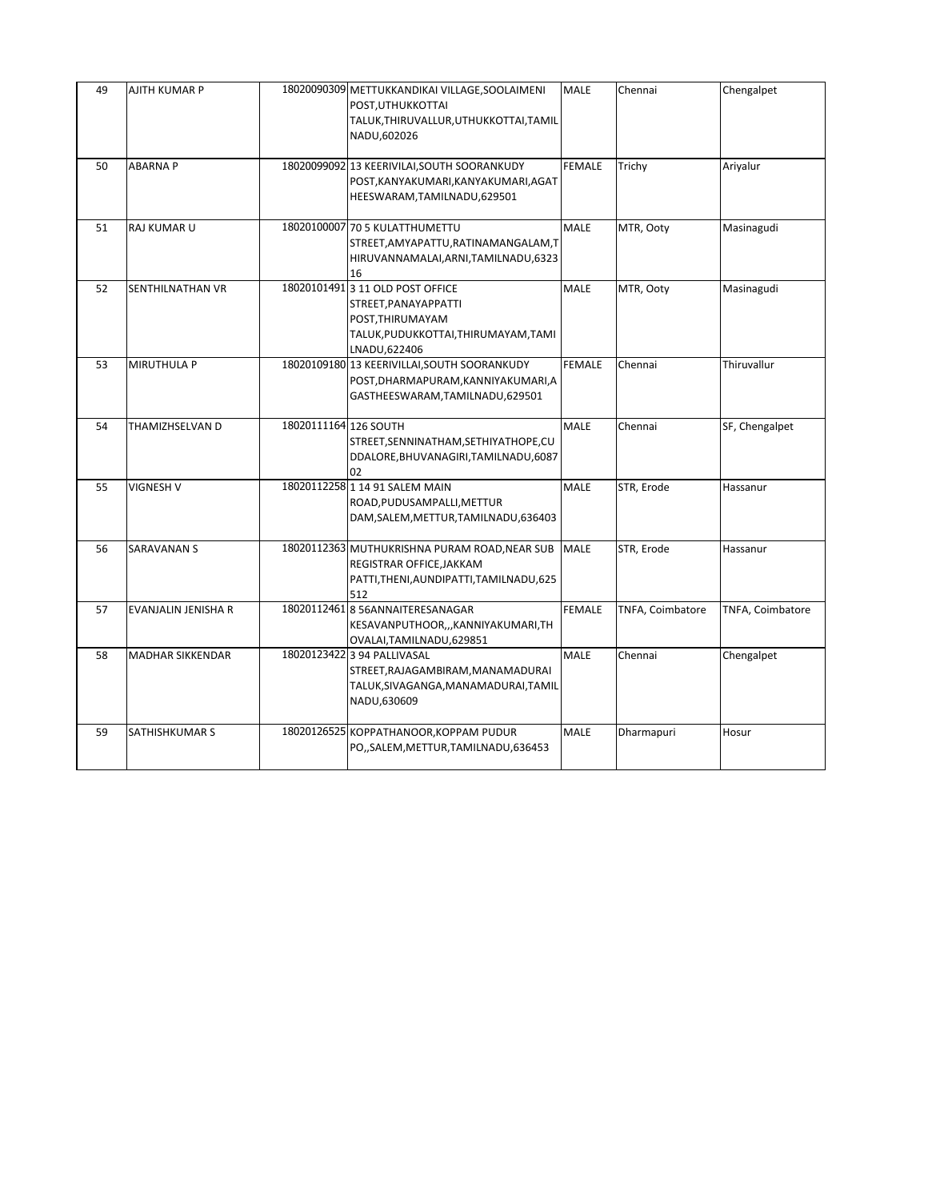| | | | | | | |
|---|---|---|---|---|---|---|
| 49 | AJITH KUMAR P | 18020090309 | METTUKKANDIKAI VILLAGE,SOOLAIMENI POST,UTHUKKOTTAI TALUK,THIRUVALLUR,UTHUKKOTTAI,TAMIL NADU,602026 | MALE | Chennai | Chengalpet |
| 50 | ABARNA P | 18020099092 | 13 KEERIVILAI,SOUTH SOORANKUDY POST,KANYAKUMARI,KANYAKUMARI,AGATHEESWARAM,TAMILNADU,629501 | FEMALE | Trichy | Ariyalur |
| 51 | RAJ KUMAR U | 18020100007 | 70 5 KULATTHUMETTU STREET,AMYAPATTU,RATINAMANGALAM,THIRUVANNAMALAI,ARNI,TAMILNADU,632316 | MALE | MTR, Ooty | Masinagudi |
| 52 | SENTHILNATHAN VR | 18020101491 | 3 11 OLD POST OFFICE STREET,PANAYAPPATTI POST,THIRUMAYAM TALUK,PUDUKKOTTAI,THIRUMAYAM,TAMILNADU,622406 | MALE | MTR, Ooty | Masinagudi |
| 53 | MIRUTHULA P | 18020109180 | 13 KEERIVILLAI,SOUTH SOORANKUDY POST,DHARMAPURAM,KANNIYAKUMARI,AGASTHEESWARAM,TAMILNADU,629501 | FEMALE | Chennai | Thiruvallur |
| 54 | THAMIZHSELVAN D | 18020111164 | 126 SOUTH STREET,SENNINATHAM,SETHIYATHOPE,CUDDALORE,BHUVANAGIRI,TAMILNADU,608702 | MALE | Chennai | SF, Chengalpet |
| 55 | VIGNESH V | 18020112258 | 1 14 91 SALEM MAIN ROAD,PUDUSAMPALLI,METTUR DAM,SALEM,METTUR,TAMILNADU,636403 | MALE | STR, Erode | Hassanur |
| 56 | SARAVANAN S | 18020112363 | MUTHUKRISHNA PURAM ROAD,NEAR SUB REGISTRAR OFFICE,JAKKAM PATTI,THENI,AUNDIPATTI,TAMILNADU,625512 | MALE | STR, Erode | Hassanur |
| 57 | EVANJALIN JENISHA R | 18020112461 | 8 56ANNAITERESANAGAR KESAVANPUTHOOR,,,KANNIYAKUMARI,THOVALAI,TAMILNADU,629851 | FEMALE | TNFA, Coimbatore | TNFA, Coimbatore |
| 58 | MADHAR SIKKENDAR | 18020123422 | 3 94 PALLIVASAL STREET,RAJAGAMBIRAM,MANAMADURAI TALUK,SIVAGANGA,MANAMADURAI,TAMIL NADU,630609 | MALE | Chennai | Chengalpet |
| 59 | SATHISHKUMAR S | 18020126525 | KOPPATHANOOR,KOPPAM PUDUR PO,,SALEM,METTUR,TAMILNADU,636453 | MALE | Dharmapuri | Hosur |